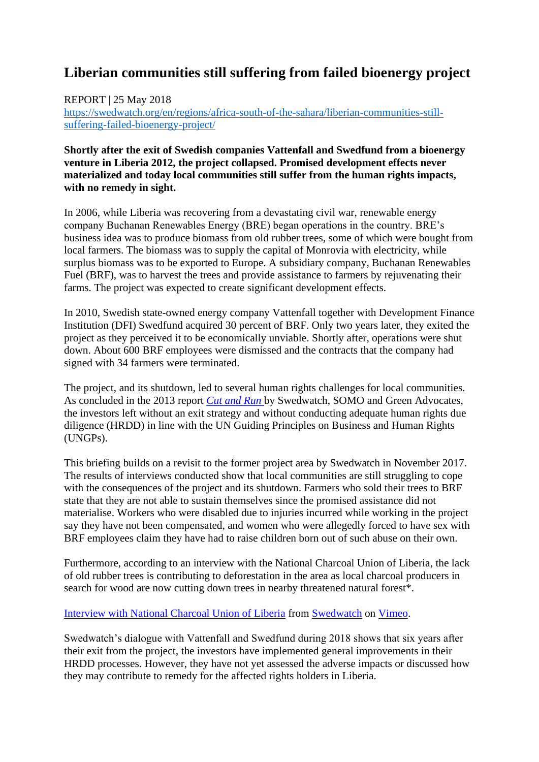# Liberian communities still suffering from failed bioenergy project

REPORT | 25 May 2018
[https://swedwatch.org/en/regions/africa-south-of-the-sahara/liberian-communities-still-suffering-failed-bioenergy-project/](https://swedwatch.org/en/regions/africa-south-of-the-sahara/liberian-communities-still-suffering-failed-bioenergy-project/)

**Shortly after the exit of Swedish companies Vattenfall and Swedfund from a bioenergy venture in Liberia 2012, the project collapsed. Promised development effects never materialized and today local communities still suffer from the human rights impacts, with no remedy in sight.**

In 2006, while Liberia was recovering from a devastating civil war, renewable energy company Buchanan Renewables Energy (BRE) began operations in the country. BRE's business idea was to produce biomass from old rubber trees, some of which were bought from local farmers. The biomass was to supply the capital of Monrovia with electricity, while surplus biomass was to be exported to Europe. A subsidiary company, Buchanan Renewables Fuel (BRF), was to harvest the trees and provide assistance to farmers by rejuvenating their farms. The project was expected to create significant development effects.

In 2010, Swedish state-owned energy company Vattenfall together with Development Finance Institution (DFI) Swedfund acquired 30 percent of BRF. Only two years later, they exited the project as they perceived it to be economically unviable. Shortly after, operations were shut down. About 600 BRF employees were dismissed and the contracts that the company had signed with 34 farmers were terminated.

The project, and its shutdown, led to several human rights challenges for local communities. As concluded in the 2013 report *Cut and Run* by Swedwatch, SOMO and Green Advocates, the investors left without an exit strategy and without conducting adequate human rights due diligence (HRDD) in line with the UN Guiding Principles on Business and Human Rights (UNGPs).

This briefing builds on a revisit to the former project area by Swedwatch in November 2017. The results of interviews conducted show that local communities are still struggling to cope with the consequences of the project and its shutdown. Farmers who sold their trees to BRF state that they are not able to sustain themselves since the promised assistance did not materialise. Workers who were disabled due to injuries incurred while working in the project say they have not been compensated, and women who were allegedly forced to have sex with BRF employees claim they have had to raise children born out of such abuse on their own.

Furthermore, according to an interview with the National Charcoal Union of Liberia, the lack of old rubber trees is contributing to deforestation in the area as local charcoal producers in search for wood are now cutting down trees in nearby threatened natural forest*.

Interview with National Charcoal Union of Liberia from Swedwatch on Vimeo.

Swedwatch's dialogue with Vattenfall and Swedfund during 2018 shows that six years after their exit from the project, the investors have implemented general improvements in their HRDD processes. However, they have not yet assessed the adverse impacts or discussed how they may contribute to remedy for the affected rights holders in Liberia.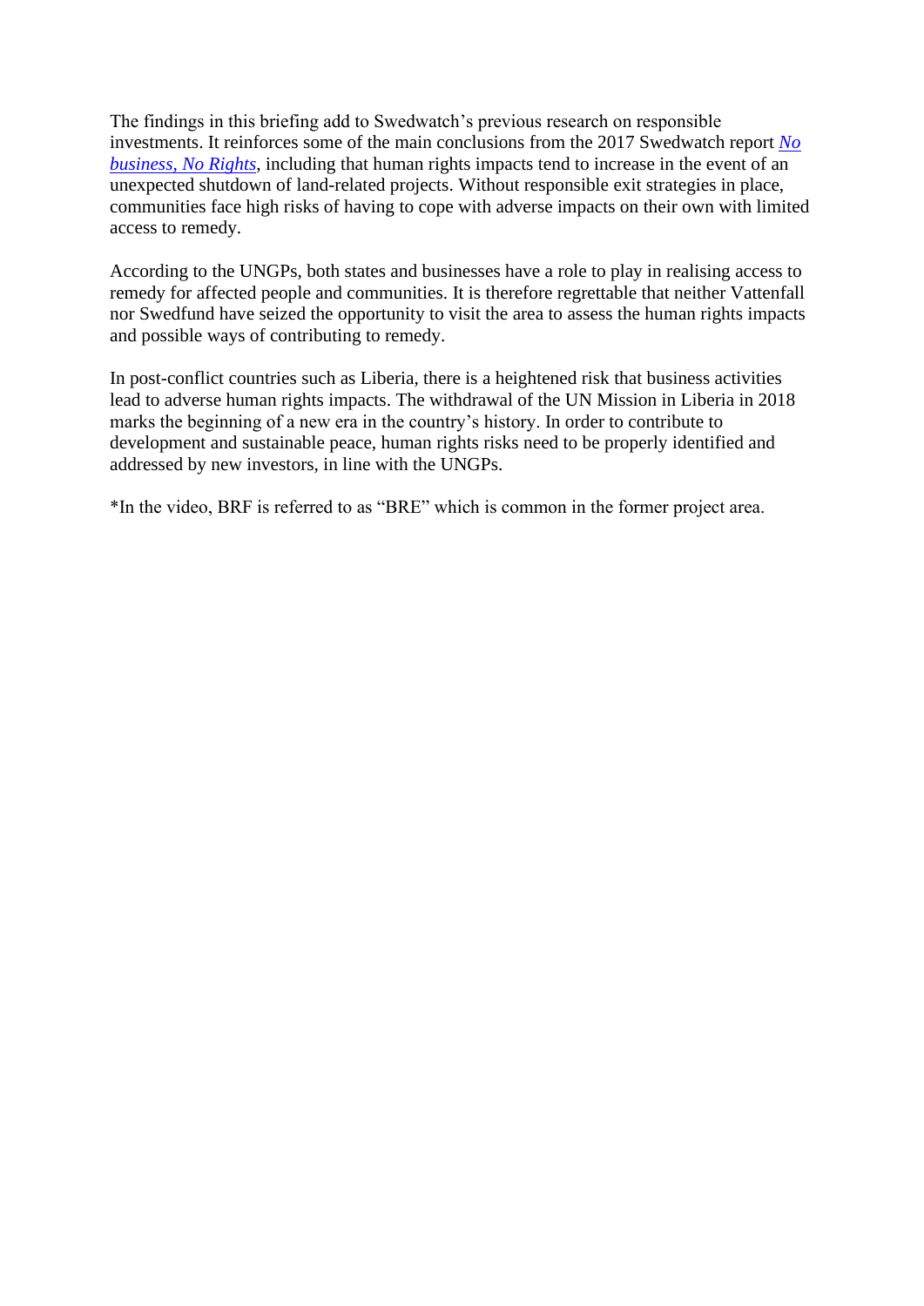The findings in this briefing add to Swedwatch's previous research on responsible investments. It reinforces some of the main conclusions from the 2017 Swedwatch report *No business, No Rights*, including that human rights impacts tend to increase in the event of an unexpected shutdown of land-related projects. Without responsible exit strategies in place, communities face high risks of having to cope with adverse impacts on their own with limited access to remedy.

According to the UNGPs, both states and businesses have a role to play in realising access to remedy for affected people and communities. It is therefore regrettable that neither Vattenfall nor Swedfund have seized the opportunity to visit the area to assess the human rights impacts and possible ways of contributing to remedy.

In post-conflict countries such as Liberia, there is a heightened risk that business activities lead to adverse human rights impacts. The withdrawal of the UN Mission in Liberia in 2018 marks the beginning of a new era in the country's history. In order to contribute to development and sustainable peace, human rights risks need to be properly identified and addressed by new investors, in line with the UNGPs.

*In the video, BRF is referred to as "BRE" which is common in the former project area.